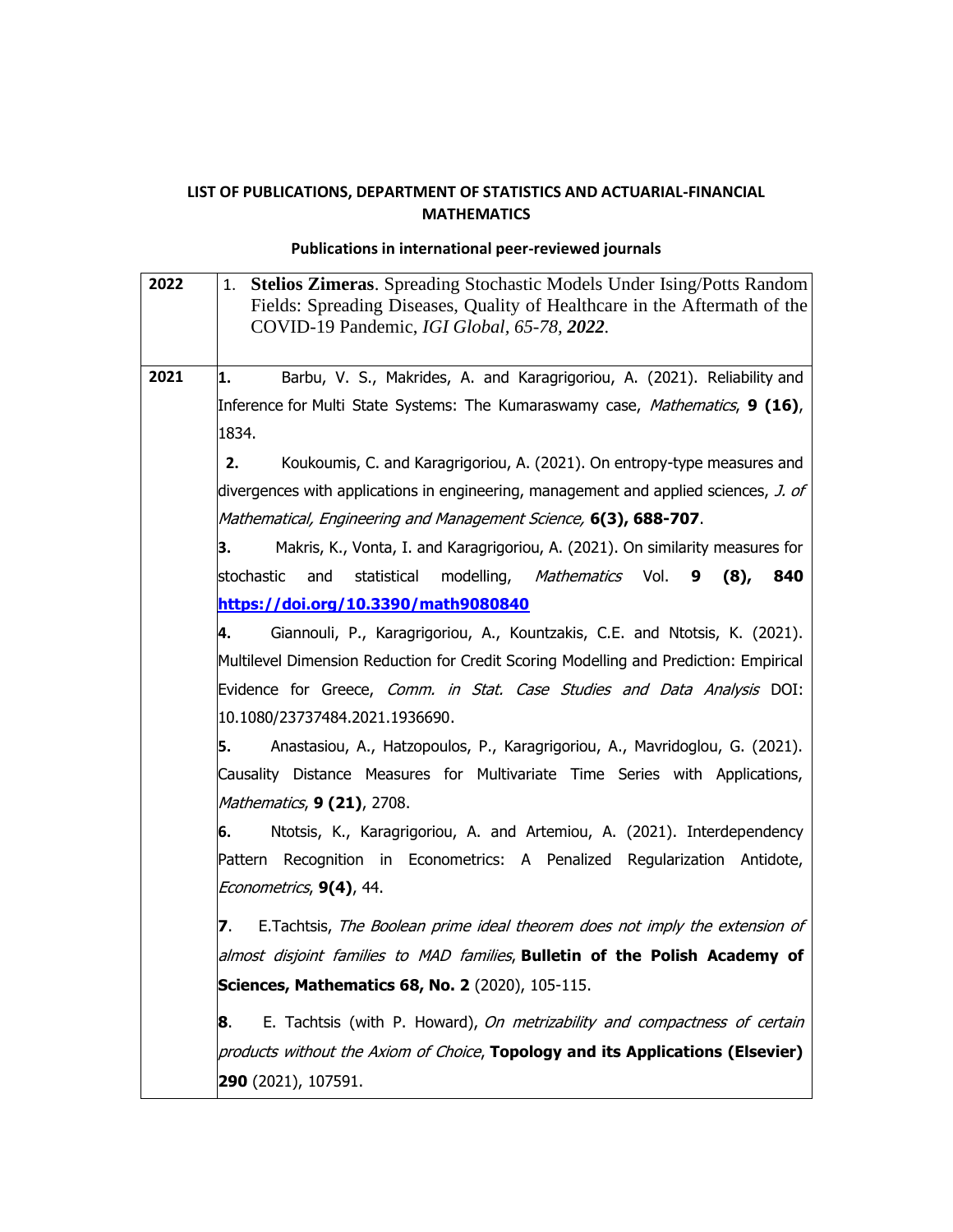**LIST OF PUBLICATIONS, DEPARTMENT OF STATISTICS AND ACTUARIAL-FINANCIAL MATHEMATICS**

**Publications in international peer-reviewed journals**

| Year | Publications |
|---|---|
| **2022** | 1. **Stelios Zimeras**. Spreading Stochastic Models Under Ising/Potts Random Fields: Spreading Diseases, Quality of Healthcare in the Aftermath of the COVID-19 Pandemic, *IGI Global, 65-78, **2022***. |
| **2021** | **1.** Barbu, V. S., Makrides, A. and Karagrigoriou, A. (2021). Reliability and Inference for Multi State Systems: The Kumaraswamy case, *Mathematics*, **9 (16)**, 1834.<br><br>**2.** Koukoumis, C. and Karagrigoriou, A. (2021). On entropy-type measures and divergences with applications in engineering, management and applied sciences, *J. of Mathematical, Engineering and Management Science,* **6(3), 688-707**.<br><br>**3.** Makris, K., Vonta, I. and Karagrigoriou, A. (2021). On similarity measures for stochastic and statistical modelling, *Mathematics* Vol. **9 (8), 840** **https://doi.org/10.3390/math9080840**<br><br>**4.** Giannouli, P., Karagrigoriou, A., Kountzakis, C.E. and Ntotsis, K. (2021). Multilevel Dimension Reduction for Credit Scoring Modelling and Prediction: Empirical Evidence for Greece, *Comm. in Stat. Case Studies and Data Analysis* DOI: 10.1080/23737484.2021.1936690.<br><br>**5.** Anastasiou, A., Hatzopoulos, P., Karagrigoriou, A., Mavridoglou, G. (2021). Causality Distance Measures for Multivariate Time Series with Applications, *Mathematics*, **9 (21)**, 2708.<br><br>**6.** Ntotsis, K., Karagrigoriou, A. and Artemiou, A. (2021). Interdependency Pattern Recognition in Econometrics: A Penalized Regularization Antidote, *Econometrics*, **9(4)**, 44.<br><br>**7**. E.Tachtsis, *The Boolean prime ideal theorem does not imply the extension of almost disjoint families to MAD families*, **Bulletin of the Polish Academy of Sciences, Mathematics 68, No. 2** (2020), 105-115.<br><br>**8**. E. Tachtsis (with P. Howard), *On metrizability and compactness of certain products without the Axiom of Choice*, **Topology and its Applications (Elsevier) 290** (2021), 107591. |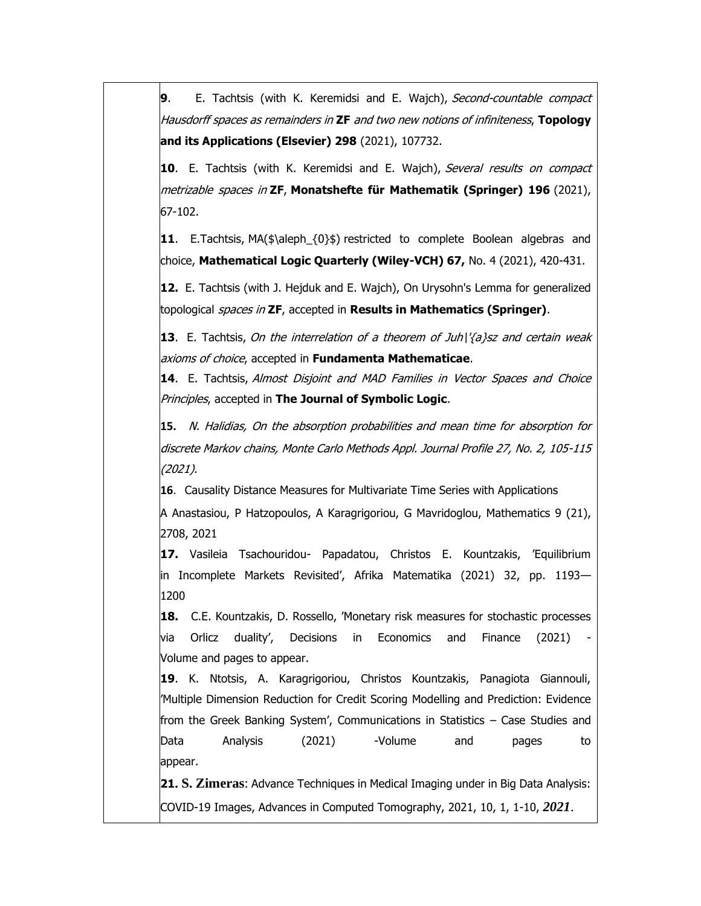**9**. E. Tachtsis (with K. Keremidsi and E. Wajch), *Second-countable compact Hausdorff spaces as remainders in* **ZF** *and two new notions of infiniteness*, **Topology and its Applications (Elsevier) 298** (2021), 107732.

**10**. E. Tachtsis (with K. Keremidsi and E. Wajch), *Several results on compact metrizable spaces in* **ZF**, **Monatshefte für Mathematik (Springer) 196** (2021), 67-102.

**11**. E.Tachtsis, MA($\aleph_{0}$) restricted to complete Boolean algebras and choice, **Mathematical Logic Quarterly (Wiley-VCH) 67,** No. 4 (2021), 420-431.

**12.** E. Tachtsis (with J. Hejduk and E. Wajch), On Urysohn's Lemma for generalized topological *spaces in* **ZF**, accepted in **Results in Mathematics (Springer)**.

**13**. E. Tachtsis, *On the interrelation of a theorem of Juh\'{a}sz and certain weak axioms of choice*, accepted in **Fundamenta Mathematicae**.

**14**. E. Tachtsis, *Almost Disjoint and MAD Families in Vector Spaces and Choice Principles*, accepted in **The Journal of Symbolic Logic**.

**15.** *N. Halidias, On the absorption probabilities and mean time for absorption for discrete Markov chains, Monte Carlo Methods Appl. Journal Profile 27, No. 2, 105-115 (2021).*

**16**. Causality Distance Measures for Multivariate Time Series with Applications
A Anastasiou, P Hatzopoulos, A Karagrigoriou, G Mavridoglou, Mathematics 9 (21), 2708, 2021

**17.** Vasileia Tsachouridou- Papadatou, Christos E. Kountzakis, 'Equilibrium in Incomplete Markets Revisited', Afrika Matematika (2021) 32, pp. 1193—1200

**18.** C.E. Kountzakis, D. Rossello, 'Monetary risk measures for stochastic processes via Orlicz duality', Decisions in Economics and Finance (2021) - Volume and pages to appear.

**19**. K. Ntotsis, A. Karagrigoriou, Christos Kountzakis, Panagiota Giannouli, 'Multiple Dimension Reduction for Credit Scoring Modelling and Prediction: Evidence from the Greek Banking System', Communications in Statistics – Case Studies and Data Analysis (2021) -Volume and pages to appear.

**21. S. Zimeras**: Advance Techniques in Medical Imaging under in Big Data Analysis: COVID-19 Images, Advances in Computed Tomography, 2021, 10, 1, 1-10, ***2021***.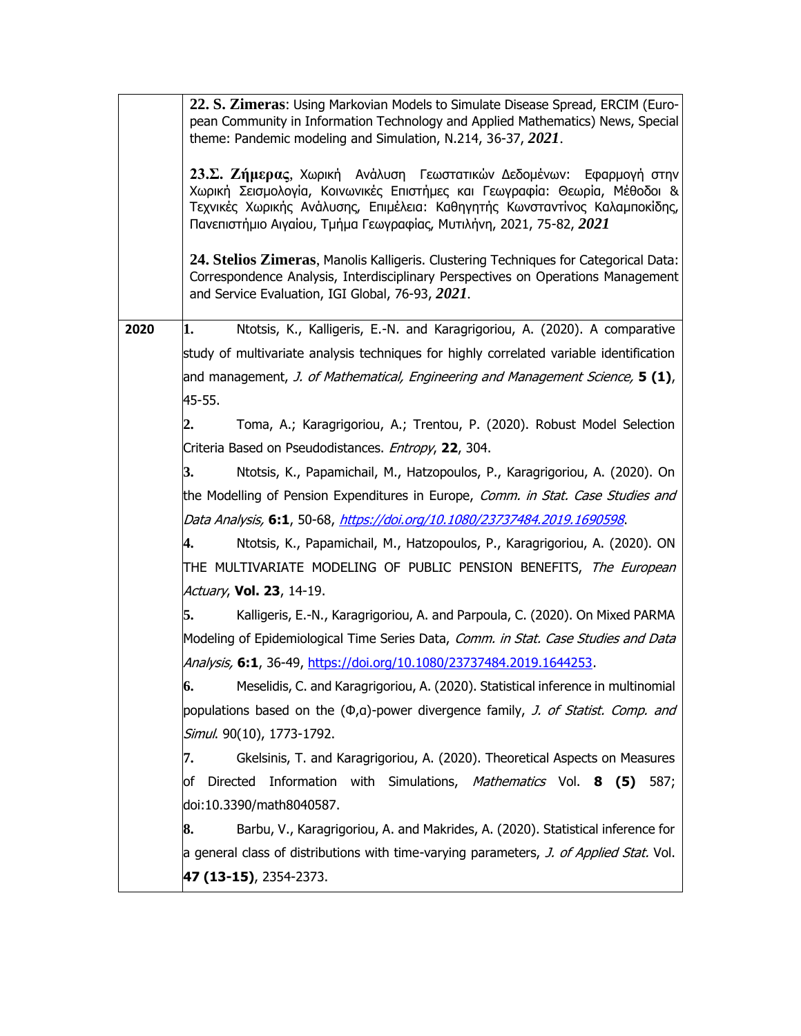| | |
|---|---|
| | **22. S. Zimeras**: Using Markovian Models to Simulate Disease Spread, ERCIM (European Community in Information Technology and Applied Mathematics) News, Special theme: Pandemic modeling and Simulation, N.214, 36-37, ***2021***.<br><br>**23.Σ. Ζήμερας**, Χωρική Ανάλυση Γεωστατικών Δεδομένων: Εφαρμογή στην Χωρική Σεισμολογία, Κοινωνικές Επιστήμες και Γεωγραφία: Θεωρία, Μέθοδοι & Τεχνικές Χωρικής Ανάλυσης, Επιμέλεια: Καθηγητής Κωνσταντίνος Καλαμποκίδης, Πανεπιστήμιο Αιγαίου, Τμήμα Γεωγραφίας, Μυτιλήνη, 2021, 75-82, ***2021***<br><br>**24. Stelios Zimeras**, Manolis Kalligeris. Clustering Techniques for Categorical Data: Correspondence Analysis, Interdisciplinary Perspectives on Operations Management and Service Evaluation, IGI Global, 76-93, ***2021***. |
| **2020** | **1.** Ntotsis, K., Kalligeris, E.-N. and Karagrigoriou, A. (2020). A comparative study of multivariate analysis techniques for highly correlated variable identification and management, *J. of Mathematical, Engineering and Management Science,* **5 (1)**, 45-55.<br>**2.** Toma, A.; Karagrigoriou, A.; Trentou, P. (2020). Robust Model Selection Criteria Based on Pseudodistances. *Entropy*, **22**, 304.<br>**3.** Ntotsis, K., Papamichail, M., Hatzopoulos, P., Karagrigoriou, A. (2020). On the Modelling of Pension Expenditures in Europe, *Comm. in Stat. Case Studies and Data Analysis,* **6:1**, 50-68, *https://doi.org/10.1080/23737484.2019.1690598*.<br>**4.** Ntotsis, K., Papamichail, M., Hatzopoulos, P., Karagrigoriou, A. (2020). ON THE MULTIVARIATE MODELING OF PUBLIC PENSION BENEFITS, *The European Actuary*, **Vol. 23**, 14-19.<br>**5.** Kalligeris, E.-N., Karagrigoriou, A. and Parpoula, C. (2020). On Mixed PARMA Modeling of Epidemiological Time Series Data, *Comm. in Stat. Case Studies and Data Analysis,* **6:1**, 36-49, https://doi.org/10.1080/23737484.2019.1644253.<br>**6.** Meselidis, C. and Karagrigoriou, A. (2020). Statistical inference in multinomial populations based on the (Φ,α)-power divergence family, *J. of Statist. Comp. and Simul.* 90(10), 1773-1792.<br>**7.** Gkelsinis, T. and Karagrigoriou, A. (2020). Theoretical Aspects on Measures of Directed Information with Simulations, *Mathematics* Vol. **8 (5)** 587; doi:10.3390/math8040587.<br>**8.** Barbu, V., Karagrigoriou, A. and Makrides, A. (2020). Statistical inference for a general class of distributions with time-varying parameters, *J. of Applied Stat.* Vol. **47 (13-15)**, 2354-2373. |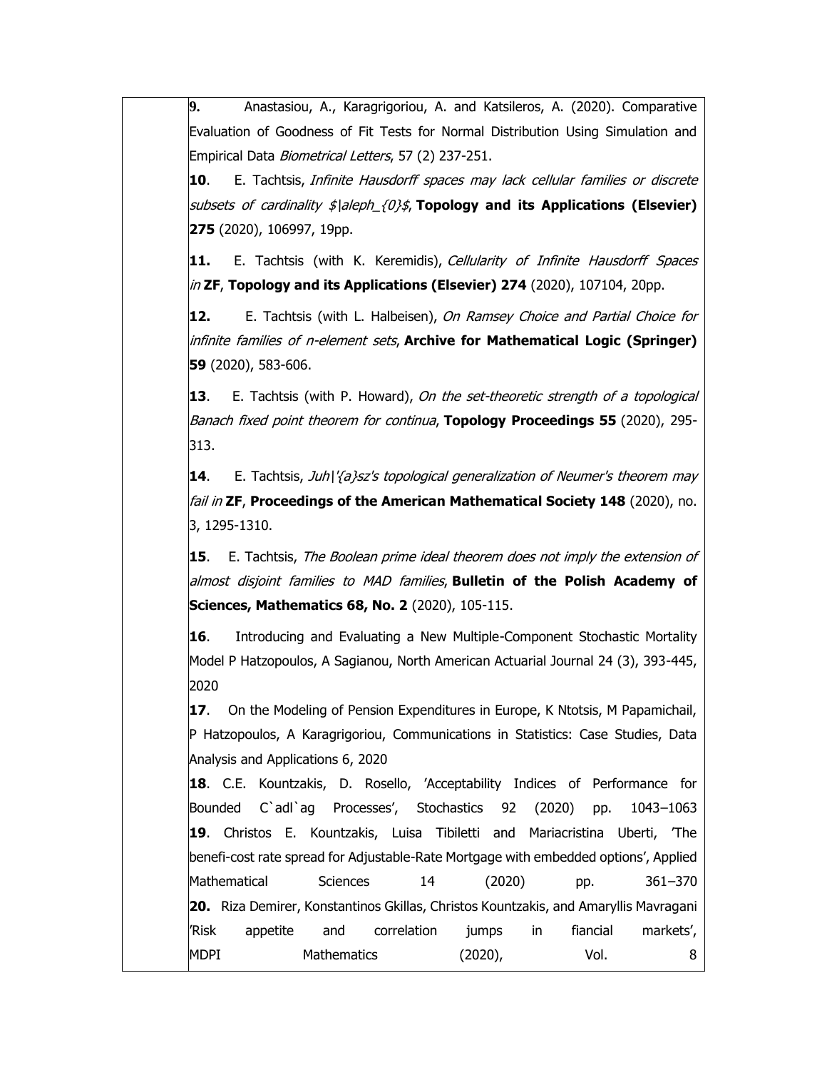**9.** Anastasiou, A., Karagrigoriou, A. and Katsileros, A. (2020). Comparative Evaluation of Goodness of Fit Tests for Normal Distribution Using Simulation and Empirical Data *Biometrical Letters*, 57 (2) 237-251.

**10**. E. Tachtsis, *Infinite Hausdorff spaces may lack cellular families or discrete subsets of cardinality $\aleph_{0}$*, **Topology and its Applications (Elsevier) 275** (2020), 106997, 19pp.

**11.** E. Tachtsis (with K. Keremidis), *Cellularity of Infinite Hausdorff Spaces in* **ZF**, **Topology and its Applications (Elsevier) 274** (2020), 107104, 20pp.

**12.** E. Tachtsis (with L. Halbeisen), *On Ramsey Choice and Partial Choice for infinite families of n-element sets*, **Archive for Mathematical Logic (Springer) 59** (2020), 583-606.

**13**. E. Tachtsis (with P. Howard), *On the set-theoretic strength of a topological Banach fixed point theorem for continua*, **Topology Proceedings 55** (2020), 295-313.

**14**. E. Tachtsis, *Juh\'{a}sz's topological generalization of Neumer's theorem may fail in* **ZF**, **Proceedings of the American Mathematical Society 148** (2020), no. 3, 1295-1310.

**15**. E. Tachtsis, *The Boolean prime ideal theorem does not imply the extension of almost disjoint families to MAD families*, **Bulletin of the Polish Academy of Sciences, Mathematics 68, No. 2** (2020), 105-115.

**16**. Introducing and Evaluating a New Multiple-Component Stochastic Mortality Model P Hatzopoulos, A Sagianou, North American Actuarial Journal 24 (3), 393-445, 2020

**17**. On the Modeling of Pension Expenditures in Europe, K Ntotsis, M Papamichail, P Hatzopoulos, A Karagrigoriou, Communications in Statistics: Case Studies, Data Analysis and Applications 6, 2020

**18**. C.E. Kountzakis, D. Rosello, 'Acceptability Indices of Performance for Bounded C`adl`ag Processes', Stochastics 92 (2020) pp. 1043–1063

**19**. Christos E. Kountzakis, Luisa Tibiletti and Mariacristina Uberti, 'The benefi-cost rate spread for Adjustable-Rate Mortgage with embedded options', Applied Mathematical Sciences 14 (2020) pp. 361–370

**20.** Riza Demirer, Konstantinos Gkillas, Christos Kountzakis, and Amaryllis Mavragani 'Risk appetite and correlation jumps in fiancial markets', MDPI Mathematics (2020), Vol. 8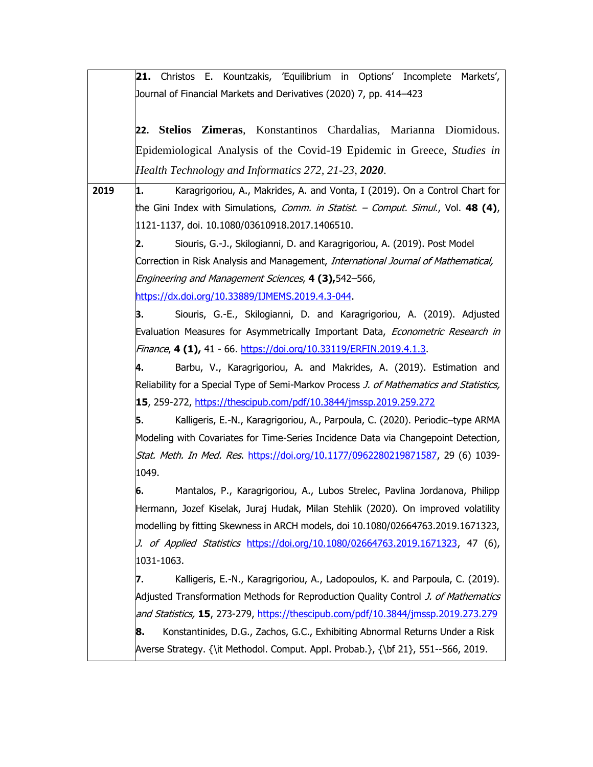| | |
|---|---|
| | **21.** Christos E. Kountzakis, 'Equilibrium in Options' Incomplete Markets', Journal of Financial Markets and Derivatives (2020) 7, pp. 414–423<br><br>**22. Stelios Zimeras**, Konstantinos Chardalias, Marianna Diomidous. Epidemiological Analysis of the Covid-19 Epidemic in Greece, *Studies in Health Technology and Informatics 272, 21-23,* ***2020***. |
| **2019** | **1.** Karagrigoriou, A., Makrides, A. and Vonta, I (2019). On a Control Chart for the Gini Index with Simulations, *Comm. in Statist. – Comput. Simul.*, Vol. **48 (4)**, 1121-1137, doi. 10.1080/03610918.2017.1406510.<br>**2.** Siouris, G.-J., Skilogianni, D. and Karagrigoriou, A. (2019). Post Model Correction in Risk Analysis and Management, *International Journal of Mathematical, Engineering and Management Sciences*, **4 (3),**542–566, https://dx.doi.org/10.33889/IJMEMS.2019.4.3-044.<br>**3.** Siouris, G.-E., Skilogianni, D. and Karagrigoriou, A. (2019). Adjusted Evaluation Measures for Asymmetrically Important Data, *Econometric Research in Finance*, **4 (1),** 41 - 66. https://doi.org/10.33119/ERFIN.2019.4.1.3.<br>**4.** Barbu, V., Karagrigoriou, A. and Makrides, A. (2019). Estimation and Reliability for a Special Type of Semi-Markov Process *J. of Mathematics and Statistics,* **15**, 259-272, https://thescipub.com/pdf/10.3844/jmssp.2019.259.272<br>**5.** Kalligeris, E.-N., Karagrigoriou, A., Parpoula, C. (2020). Periodic–type ARMA Modeling with Covariates for Time-Series Incidence Data via Changepoint Detection*, Stat. Meth. In Med. Res*. https://doi.org/10.1177/0962280219871587, 29 (6) 1039-1049.<br>**6.** Mantalos, P., Karagrigoriou, A., Lubos Strelec, Pavlina Jordanova, Philipp Hermann, Jozef Kiselak, Juraj Hudak, Milan Stehlik (2020). On improved volatility modelling by fitting Skewness in ARCH models, doi 10.1080/02664763.2019.1671323, *J. of Applied Statistics* https://doi.org/10.1080/02664763.2019.1671323, 47 (6), 1031-1063.<br>**7.** Kalligeris, E.-N., Karagrigoriou, A., Ladopoulos, K. and Parpoula, C. (2019). Adjusted Transformation Methods for Reproduction Quality Control *J. of Mathematics and Statistics,* **15**, 273-279, https://thescipub.com/pdf/10.3844/jmssp.2019.273.279<br>**8.** Konstantinides, D.G., Zachos, G.C., Exhibiting Abnormal Returns Under a Risk Averse Strategy. {\it Methodol. Comput. Appl. Probab.}, {\bf 21}, 551--566, 2019. |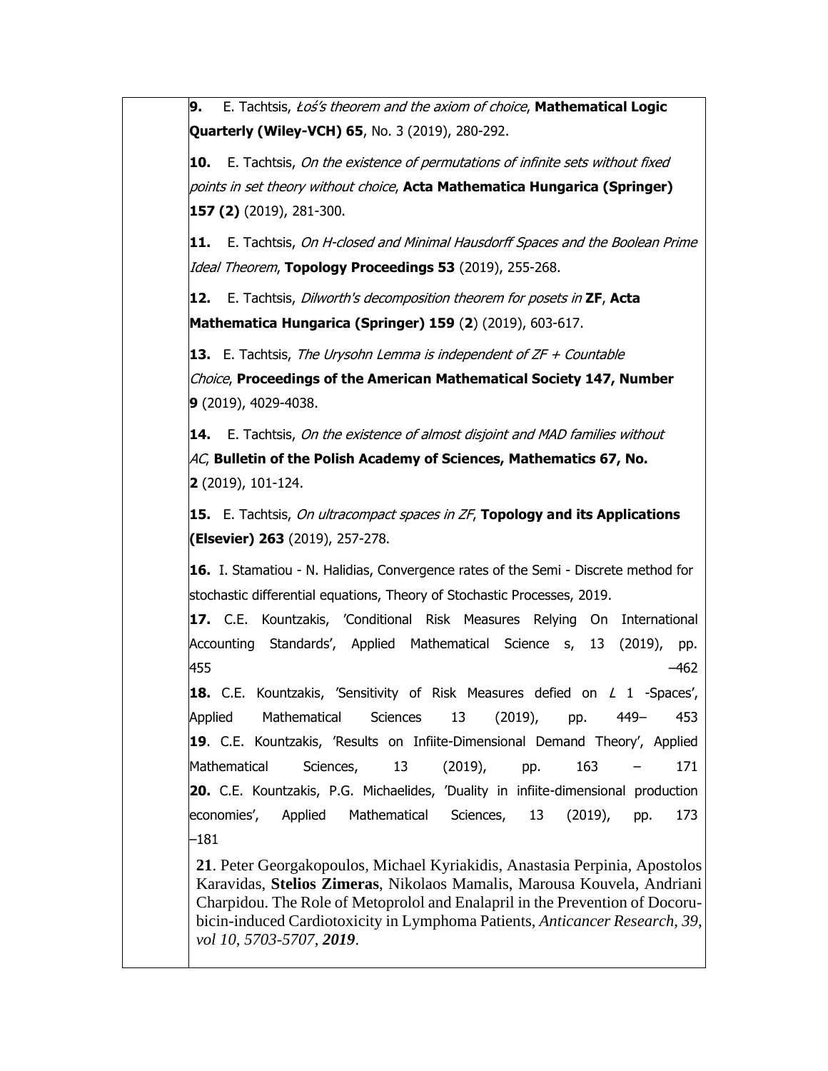**9.** E. Tachtsis, *Łoś's theorem and the axiom of choice*, **Mathematical Logic Quarterly (Wiley-VCH) 65**, No. 3 (2019), 280-292.

**10.** E. Tachtsis, *On the existence of permutations of infinite sets without fixed points in set theory without choice*, **Acta Mathematica Hungarica (Springer) 157 (2)** (2019), 281-300.

**11.** E. Tachtsis, *On H-closed and Minimal Hausdorff Spaces and the Boolean Prime Ideal Theorem*, **Topology Proceedings 53** (2019), 255-268.

**12.** E. Tachtsis, *Dilworth's decomposition theorem for posets in* **ZF**, **Acta Mathematica Hungarica (Springer) 159** (**2**) (2019), 603-617.

**13.** E. Tachtsis, *The Urysohn Lemma is independent of ZF + Countable Choice*, **Proceedings of the American Mathematical Society 147, Number 9** (2019), 4029-4038.

**14.** E. Tachtsis, *On the existence of almost disjoint and MAD families without AC*, **Bulletin of the Polish Academy of Sciences, Mathematics 67, No. 2** (2019), 101-124.

**15.** E. Tachtsis, *On ultracompact spaces in ZF*, **Topology and its Applications (Elsevier) 263** (2019), 257-278.

**16.** I. Stamatiou - N. Halidias, Convergence rates of the Semi - Discrete method for stochastic differential equations, Theory of Stochastic Processes, 2019.

**17.** C.E. Kountzakis, 'Conditional Risk Measures Relying On International Accounting Standards', Applied Mathematical Science s, 13 (2019), pp. 455 –462

**18.** C.E. Kountzakis, 'Sensitivity of Risk Measures defied on $L$ 1 -Spaces', Applied Mathematical Sciences 13 (2019), pp. 449– 453

**19**. C.E. Kountzakis, 'Results on Infiite-Dimensional Demand Theory', Applied Mathematical Sciences, 13 (2019), pp. 163 – 171

**20.** C.E. Kountzakis, P.G. Michaelides, 'Duality in infiite-dimensional production economies', Applied Mathematical Sciences, 13 (2019), pp. 173 –181

**21**. Peter Georgakopoulos, Michael Kyriakidis, Anastasia Perpinia, Apostolos Karavidas, **Stelios Zimeras**, Nikolaos Mamalis, Marousa Kouvela, Andriani Charpidou. The Role of Metoprolol and Enalapril in the Prevention of Docorubicin-induced Cardiotoxicity in Lymphoma Patients, *Anticancer Research, 39, vol 10, 5703-5707,* ***2019***.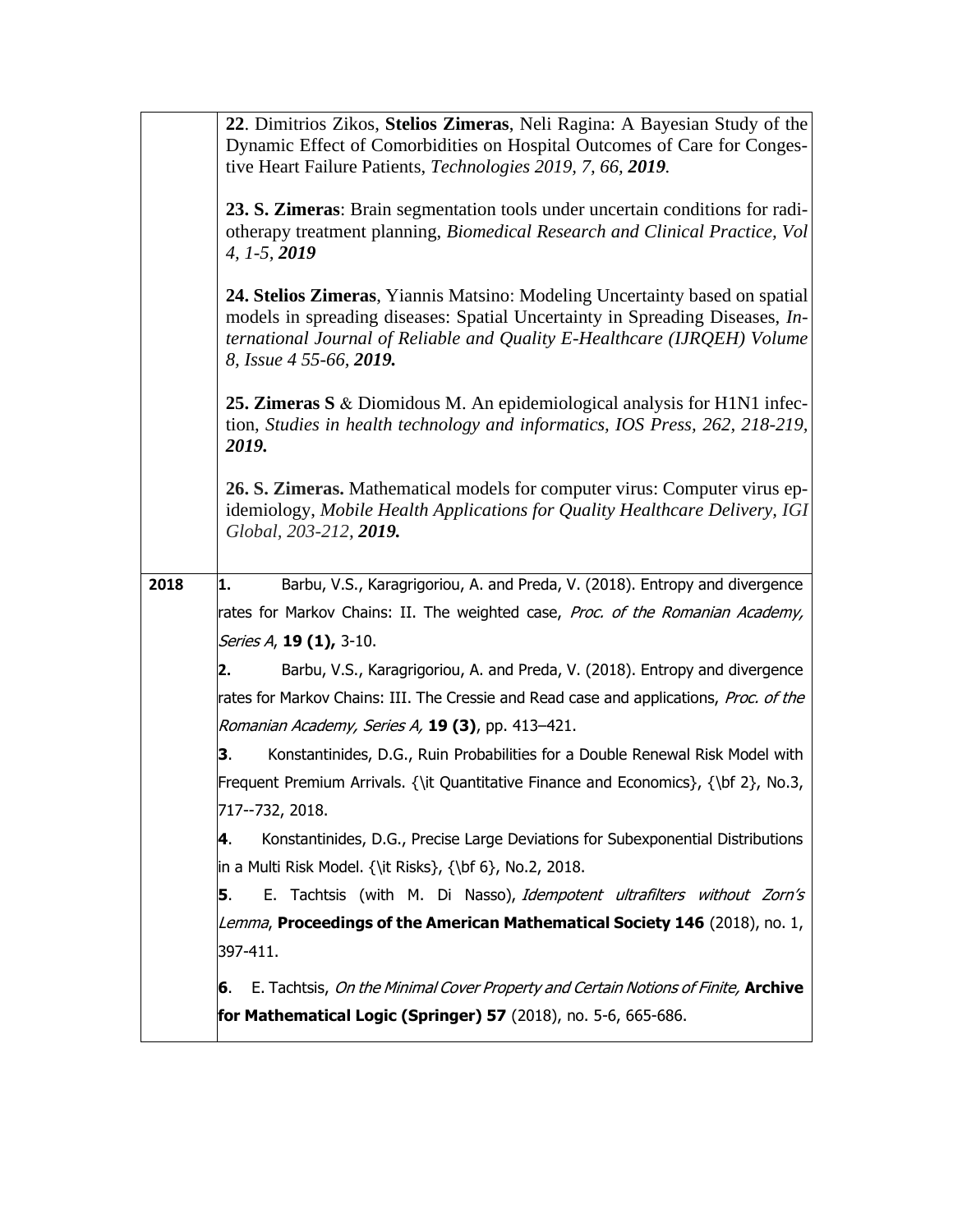| | |
|---|---|
| | **22**. Dimitrios Zikos, **Stelios Zimeras**, Neli Ragina: A Bayesian Study of the Dynamic Effect of Comorbidities on Hospital Outcomes of Care for Congestive Heart Failure Patients, *Technologies 2019, 7, 66, **2019**.*<br><br>**23. S. Zimeras**: Brain segmentation tools under uncertain conditions for radiotherapy treatment planning, *Biomedical Research and Clinical Practice, Vol 4, 1-5, **2019***<br><br>**24. Stelios Zimeras**, Yiannis Matsino: Modeling Uncertainty based on spatial models in spreading diseases: Spatial Uncertainty in Spreading Diseases, *International Journal of Reliable and Quality E-Healthcare (IJRQEH) Volume 8, Issue 4 55-66, **2019.***<br><br>**25. Zimeras S** & Diomidous M. An epidemiological analysis for H1N1 infection, *Studies in health technology and informatics, IOS Press, 262, 218-219, **2019.***<br><br>**26. S. Zimeras.** Mathematical models for computer virus: Computer virus epidemiology, *Mobile Health Applications for Quality Healthcare Delivery, IGI Global, 203-212, **2019.*** |
| **2018** | **1.** Barbu, V.S., Karagrigoriou, A. and Preda, V. (2018). Entropy and divergence rates for Markov Chains: II. The weighted case, *Proc. of the Romanian Academy, Series A*, **19 (1),** 3-10.<br>**2.** Barbu, V.S., Karagrigoriou, A. and Preda, V. (2018). Entropy and divergence rates for Markov Chains: III. The Cressie and Read case and applications, *Proc. of the Romanian Academy, Series A,* **19 (3)**, pp. 413–421.<br>**3**. Konstantinides, D.G., Ruin Probabilities for a Double Renewal Risk Model with Frequent Premium Arrivals. {\it Quantitative Finance and Economics}, {\bf 2}, No.3, 717--732, 2018.<br>**4**. Konstantinides, D.G., Precise Large Deviations for Subexponential Distributions in a Multi Risk Model. {\it Risks}, {\bf 6}, No.2, 2018.<br>**5**. E. Tachtsis (with M. Di Nasso), *Idempotent ultrafilters without Zorn's Lemma*, **Proceedings of the American Mathematical Society 146** (2018), no. 1, 397-411.<br>**6**. E. Tachtsis, *On the Minimal Cover Property and Certain Notions of Finite,* **Archive for Mathematical Logic (Springer) 57** (2018), no. 5-6, 665-686. |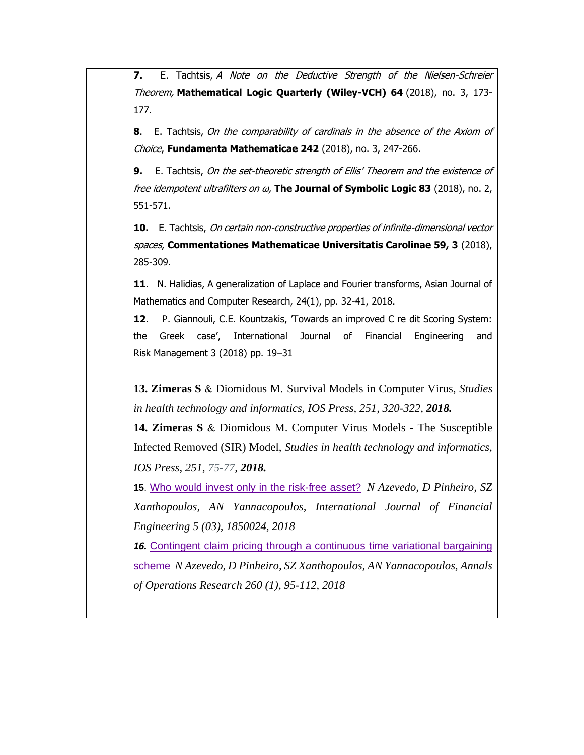**7.** E. Tachtsis, *A Note on the Deductive Strength of the Nielsen-Schreier Theorem,* **Mathematical Logic Quarterly (Wiley-VCH) 64** (2018), no. 3, 173-177.

**8**. E. Tachtsis, *On the comparability of cardinals in the absence of the Axiom of Choice*, **Fundamenta Mathematicae 242** (2018), no. 3, 247-266.

**9.** E. Tachtsis, *On the set-theoretic strength of Ellis' Theorem and the existence of free idempotent ultrafilters on ω,* **The Journal of Symbolic Logic 83** (2018), no. 2, 551-571.

**10.** E. Tachtsis, *On certain non-constructive properties of infinite-dimensional vector spaces*, **Commentationes Mathematicae Universitatis Carolinae 59, 3** (2018), 285-309.

**11**. N. Halidias, A generalization of Laplace and Fourier transforms, Asian Journal of Mathematics and Computer Research, 24(1), pp. 32-41, 2018.

**12**. P. Giannouli, C.E. Kountzakis, 'Towards an improved C re dit Scoring System: the Greek case', International Journal of Financial Engineering and Risk Management 3 (2018) pp. 19–31

**13. Zimeras S** & Diomidous M. Survival Models in Computer Virus, *Studies in health technology and informatics, IOS Press, 251, 320-322,* ***2018.***

**14. Zimeras S** & Diomidous M. Computer Virus Models - The Susceptible Infected Removed (SIR) Model, *Studies in health technology and informatics, IOS Press, 251, 75-77,* ***2018.***

**15**. Who would invest only in the risk-free asset? *N Azevedo, D Pinheiro, SZ Xanthopoulos, AN Yannacopoulos, International Journal of Financial Engineering 5 (03), 1850024, 2018*

***16.*** Contingent claim pricing through a continuous time variational bargaining scheme *N Azevedo, D Pinheiro, SZ Xanthopoulos, AN Yannacopoulos, Annals of Operations Research 260 (1), 95-112, 2018*